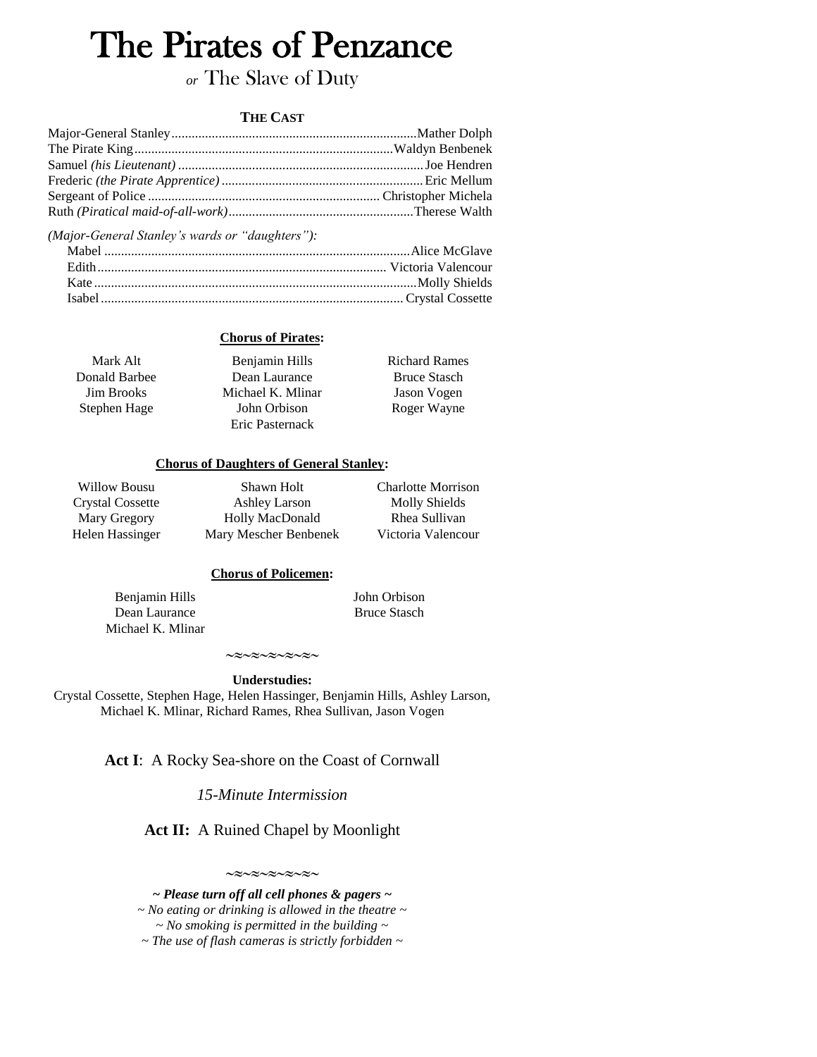# The Pirates of Penzance

## *or* The Slave of Duty

**THE CAST**

Major-General Stanley........................................................................Mather Dolph
The Pirate King............................................................................Waldyn Benbenek
Samuel *(his Lieutenant)*........................................................................Joe Hendren
Frederic *(the Pirate Apprentice)*............................................................Eric Mellum
Sergeant of Police.................................................................... Christopher Michela
Ruth *(Piratical maid-of-all-work)*.......................................................Therese Walth

*(Major-General Stanley's wards or "daughters"):*

Mabel ..........................................................................................Alice McGlave
Edith.................................................................................... Victoria Valencour
Kate ..............................................................................................Molly Shields
Isabel......................................................................................... Crystal Cossette

**Chorus of Pirates:**

Mark Alt
Donald Barbee
Jim Brooks
Stephen Hage
Benjamin Hills
Dean Laurance
Michael K. Mlinar
John Orbison
Eric Pasternack
Richard Rames
Bruce Stasch
Jason Vogen
Roger Wayne

**Chorus of Daughters of General Stanley:**

Willow Bousu
Crystal Cossette
Mary Gregory
Helen Hassinger
Shawn Holt
Ashley Larson
Holly MacDonald
Mary Mescher Benbenek
Charlotte Morrison
Molly Shields
Rhea Sullivan
Victoria Valencour

**Chorus of Policemen:**

Benjamin Hills
Dean Laurance
Michael K. Mlinar
John Orbison
Bruce Stasch

~≈~≈~≈~≈~

**Understudies:**
Crystal Cossette, Stephen Hage, Helen Hassinger, Benjamin Hills, Ashley Larson, Michael K. Mlinar, Richard Rames, Rhea Sullivan, Jason Vogen

**Act I**: A Rocky Sea-shore on the Coast of Cornwall

*15-Minute Intermission*

**Act II:** A Ruined Chapel by Moonlight

~≈~≈~≈~≈~

***~ Please turn off all cell phones & pagers ~***
*~ No eating or drinking is allowed in the theatre ~*
*~ No smoking is permitted in the building ~*
*~ The use of flash cameras is strictly forbidden ~*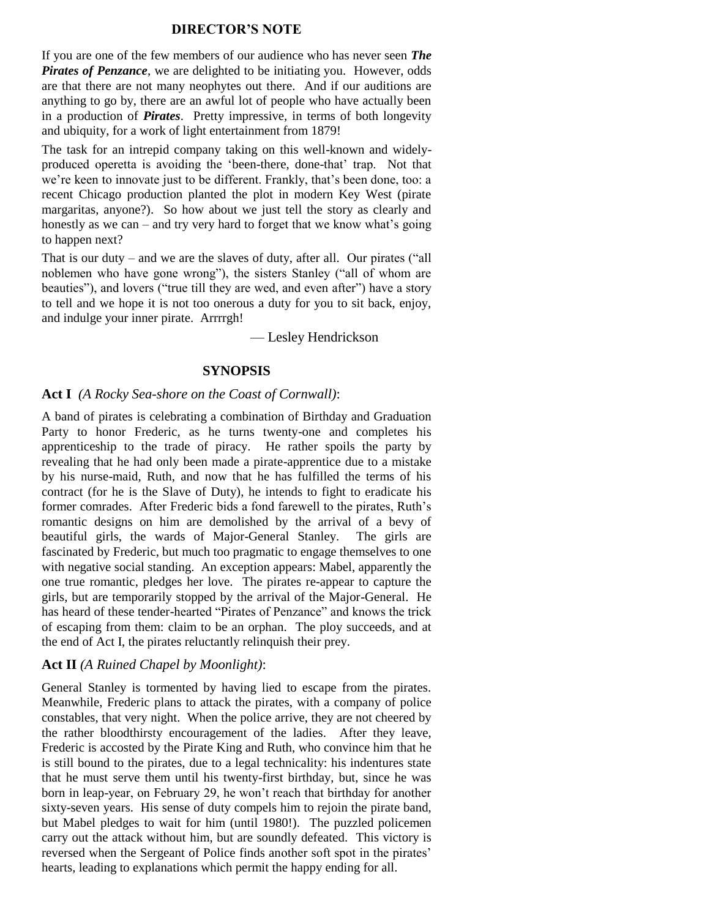## DIRECTOR'S NOTE

If you are one of the few members of our audience who has never seen ***The Pirates of Penzance***, we are delighted to be initiating you. However, odds are that there are not many neophytes out there. And if our auditions are anything to go by, there are an awful lot of people who have actually been in a production of ***Pirates***. Pretty impressive, in terms of both longevity and ubiquity, for a work of light entertainment from 1879!

The task for an intrepid company taking on this well-known and widely-produced operetta is avoiding the 'been-there, done-that' trap. Not that we're keen to innovate just to be different. Frankly, that's been done, too: a recent Chicago production planted the plot in modern Key West (pirate margaritas, anyone?). So how about we just tell the story as clearly and honestly as we can – and try very hard to forget that we know what's going to happen next?

That is our duty – and we are the slaves of duty, after all. Our pirates ("all noblemen who have gone wrong"), the sisters Stanley ("all of whom are beauties"), and lovers ("true till they are wed, and even after") have a story to tell and we hope it is not too onerous a duty for you to sit back, enjoy, and indulge your inner pirate. Arrrrgh!

— Lesley Hendrickson

## SYNOPSIS

### Act I *(A Rocky Sea-shore on the Coast of Cornwall)*:

A band of pirates is celebrating a combination of Birthday and Graduation Party to honor Frederic, as he turns twenty-one and completes his apprenticeship to the trade of piracy. He rather spoils the party by revealing that he had only been made a pirate-apprentice due to a mistake by his nurse-maid, Ruth, and now that he has fulfilled the terms of his contract (for he is the Slave of Duty), he intends to fight to eradicate his former comrades. After Frederic bids a fond farewell to the pirates, Ruth's romantic designs on him are demolished by the arrival of a bevy of beautiful girls, the wards of Major-General Stanley. The girls are fascinated by Frederic, but much too pragmatic to engage themselves to one with negative social standing. An exception appears: Mabel, apparently the one true romantic, pledges her love. The pirates re-appear to capture the girls, but are temporarily stopped by the arrival of the Major-General. He has heard of these tender-hearted "Pirates of Penzance" and knows the trick of escaping from them: claim to be an orphan. The ploy succeeds, and at the end of Act I, the pirates reluctantly relinquish their prey.

### Act II *(A Ruined Chapel by Moonlight)*:

General Stanley is tormented by having lied to escape from the pirates. Meanwhile, Frederic plans to attack the pirates, with a company of police constables, that very night. When the police arrive, they are not cheered by the rather bloodthirsty encouragement of the ladies. After they leave, Frederic is accosted by the Pirate King and Ruth, who convince him that he is still bound to the pirates, due to a legal technicality: his indentures state that he must serve them until his twenty-first birthday, but, since he was born in leap-year, on February 29, he won't reach that birthday for another sixty-seven years. His sense of duty compels him to rejoin the pirate band, but Mabel pledges to wait for him (until 1980!). The puzzled policemen carry out the attack without him, but are soundly defeated. This victory is reversed when the Sergeant of Police finds another soft spot in the pirates' hearts, leading to explanations which permit the happy ending for all.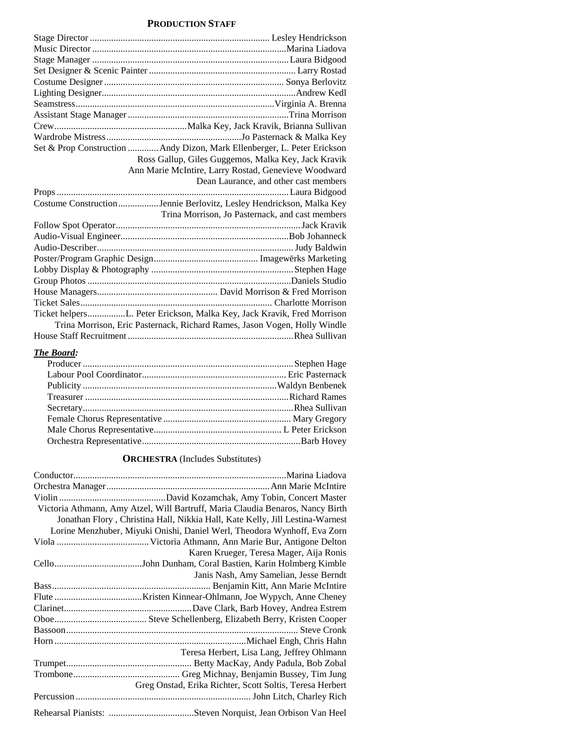## PRODUCTION STAFF

Stage Director ........ Lesley Hendrickson
Music Director ........ Marina Liadova
Stage Manager ........ Laura Bidgood
Set Designer & Scenic Painter ........ Larry Rostad
Costume Designer ........ Sonya Berlovitz
Lighting Designer........ Andrew Kedl
Seamstress........ Virginia A. Brenna
Assistant Stage Manager ........ Trina Morrison
Crew........ Malka Key, Jack Kravik, Brianna Sullivan
Wardrobe Mistress........ Jo Pasternack & Malka Key
Set & Prop Construction ........ Andy Dizon, Mark Ellenberger, L. Peter Erickson
Ross Gallup, Giles Guggemos, Malka Key, Jack Kravik
Ann Marie McIntire, Larry Rostad, Genevieve Woodward
Dean Laurance, and other cast members
Props ........ Laura Bidgood
Costume Construction........ Jennie Berlovitz, Lesley Hendrickson, Malka Key
Trina Morrison, Jo Pasternack, and cast members
Follow Spot Operator........ Jack Kravik
Audio-Visual Engineer........ Bob Johanneck
Audio-Describer........ Judy Baldwin
Poster/Program Graphic Design........ Imagewërks Marketing
Lobby Display & Photography ........ Stephen Hage
Group Photos ........ Daniels Studio
House Managers........ David Morrison & Fred Morrison
Ticket Sales........ Charlotte Morrison
Ticket helpers........ L. Peter Erickson, Malka Key, Jack Kravik, Fred Morrison
Trina Morrison, Eric Pasternack, Richard Rames, Jason Vogen, Holly Windle
House Staff Recruitment ........ Rhea Sullivan

***The Board:***

Producer ........ Stephen Hage
Labour Pool Coordinator........ Eric Pasternack
Publicity ........ Waldyn Benbenek
Treasurer ........ Richard Rames
Secretary........ Rhea Sullivan
Female Chorus Representative ........ Mary Gregory
Male Chorus Representative........ L Peter Erickson
Orchestra Representative........ Barb Hovey

## ORCHESTRA (Includes Substitutes)

Conductor........ Marina Liadova
Orchestra Manager........ Ann Marie McIntire
Violin ........ David Kozamchak, Amy Tobin, Concert Master
Victoria Athmann, Amy Atzel, Will Bartruff, Maria Claudia Benaros, Nancy Birth
Jonathan Flory , Christina Hall, Nikkia Hall, Kate Kelly, Jill Lestina-Warnest
Lorine Menzhuber, Miyuki Onishi, Daniel Werl, Theodora Wynhoff, Eva Zorn
Viola ........ Victoria Athmann, Ann Marie Bur, Antigone Delton
Karen Krueger, Teresa Mager, Aija Ronis
Cello........ John Dunham, Coral Bastien, Karin Holmberg Kimble
Janis Nash, Amy Samelian, Jesse Berndt
Bass........ Benjamin Kitt, Ann Marie McIntire
Flute ........ Kristen Kinnear-Ohlmann, Joe Wypych, Anne Cheney
Clarinet........ Dave Clark, Barb Hovey, Andrea Estrem
Oboe........ Steve Schellenberg, Elizabeth Berry, Kristen Cooper
Bassoon........ Steve Cronk
Horn ........ Michael Engh, Chris Hahn
Teresa Herbert, Lisa Lang, Jeffrey Ohlmann
Trumpet........ Betty MacKay, Andy Padula, Bob Zobal
Trombone........ Greg Michnay, Benjamin Bussey, Tim Jung
Greg Onstad, Erika Richter, Scott Soltis, Teresa Herbert
Percussion ........ John Litch, Charley Rich

Rehearsal Pianists: ........ Steven Norquist, Jean Orbison Van Heel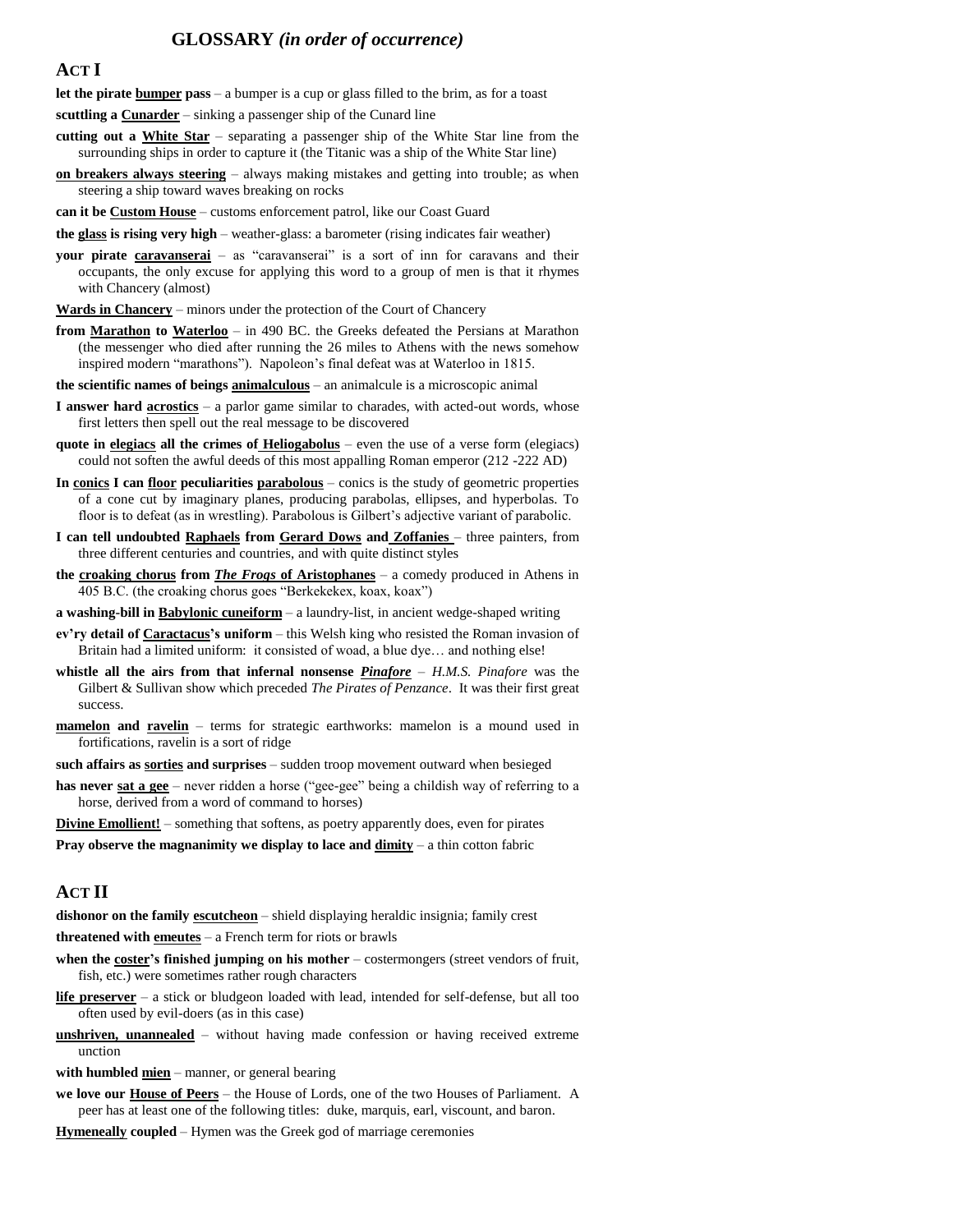# GLOSSARY *(in order of occurrence)*

## ACT I

**let the pirate bumper pass** – a bumper is a cup or glass filled to the brim, as for a toast

**scuttling a Cunarder** – sinking a passenger ship of the Cunard line

**cutting out a White Star** – separating a passenger ship of the White Star line from the surrounding ships in order to capture it (the Titanic was a ship of the White Star line)

**on breakers always steering** – always making mistakes and getting into trouble; as when steering a ship toward waves breaking on rocks

**can it be Custom House** – customs enforcement patrol, like our Coast Guard

**the glass is rising very high** – weather-glass: a barometer (rising indicates fair weather)

**your pirate caravanserai** – as "caravanserai" is a sort of inn for caravans and their occupants, the only excuse for applying this word to a group of men is that it rhymes with Chancery (almost)

**Wards in Chancery** – minors under the protection of the Court of Chancery

**from Marathon to Waterloo** – in 490 BC. the Greeks defeated the Persians at Marathon (the messenger who died after running the 26 miles to Athens with the news somehow inspired modern "marathons"). Napoleon's final defeat was at Waterloo in 1815.

**the scientific names of beings animalculous** – an animalcule is a microscopic animal

**I answer hard acrostics** – a parlor game similar to charades, with acted-out words, whose first letters then spell out the real message to be discovered

**quote in elegiacs all the crimes of Heliogabolus** – even the use of a verse form (elegiacs) could not soften the awful deeds of this most appalling Roman emperor (212 -222 AD)

**In conics I can floor peculiarities parabolous** – conics is the study of geometric properties of a cone cut by imaginary planes, producing parabolas, ellipses, and hyperbolas. To floor is to defeat (as in wrestling). Parabolous is Gilbert's adjective variant of parabolic.

**I can tell undoubted Raphaels from Gerard Dows and Zoffanies** – three painters, from three different centuries and countries, and with quite distinct styles

**the croaking chorus from *The Frogs* of Aristophanes** – a comedy produced in Athens in 405 B.C. (the croaking chorus goes "Berkekekex, koax, koax")

**a washing-bill in Babylonic cuneiform** – a laundry-list, in ancient wedge-shaped writing

**ev'ry detail of Caractacus's uniform** – this Welsh king who resisted the Roman invasion of Britain had a limited uniform: it consisted of woad, a blue dye… and nothing else!

**whistle all the airs from that infernal nonsense *Pinafore*** – *H.M.S. Pinafore* was the Gilbert & Sullivan show which preceded *The Pirates of Penzance*. It was their first great success.

**mamelon and ravelin** – terms for strategic earthworks: mamelon is a mound used in fortifications, ravelin is a sort of ridge

**such affairs as sorties and surprises** – sudden troop movement outward when besieged

**has never sat a gee** – never ridden a horse ("gee-gee" being a childish way of referring to a horse, derived from a word of command to horses)

**Divine Emollient!** – something that softens, as poetry apparently does, even for pirates

**Pray observe the magnanimity we display to lace and dimity** – a thin cotton fabric

## ACT II

**dishonor on the family escutcheon** – shield displaying heraldic insignia; family crest

**threatened with emeutes** – a French term for riots or brawls

**when the coster's finished jumping on his mother** – costermongers (street vendors of fruit, fish, etc.) were sometimes rather rough characters

**life preserver** – a stick or bludgeon loaded with lead, intended for self-defense, but all too often used by evil-doers (as in this case)

**unshriven, unannealed** – without having made confession or having received extreme unction

**with humbled mien** – manner, or general bearing

**we love our House of Peers** – the House of Lords, one of the two Houses of Parliament. A peer has at least one of the following titles: duke, marquis, earl, viscount, and baron.

**Hymeneally coupled** – Hymen was the Greek god of marriage ceremonies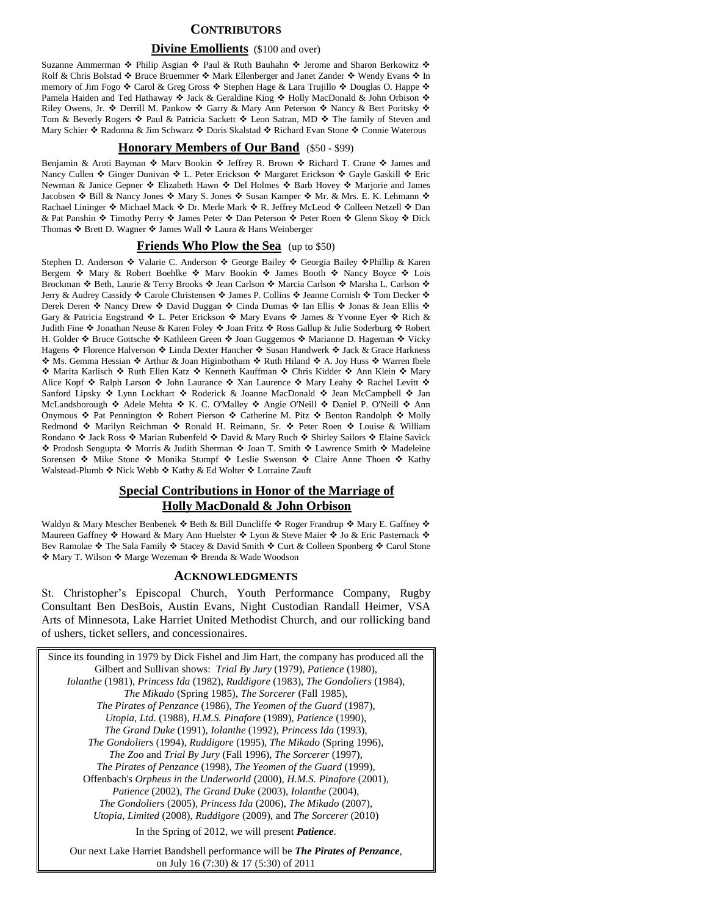# CONTRIBUTORS

## Divine Emollients (\$100 and over)

Suzanne Ammerman ❖ Philip Asgian ❖ Paul & Ruth Bauhahn ❖ Jerome and Sharon Berkowitz ❖ Rolf & Chris Bolstad ❖ Bruce Bruemmer ❖ Mark Ellenberger and Janet Zander ❖ Wendy Evans ❖ In memory of Jim Fogo ❖ Carol & Greg Gross ❖ Stephen Hage & Lara Trujillo ❖ Douglas O. Happe ❖ Pamela Haiden and Ted Hathaway ❖ Jack & Geraldine King ❖ Holly MacDonald & John Orbison ❖ Riley Owens, Jr. ❖ Derrill M. Pankow ❖ Garry & Mary Ann Peterson ❖ Nancy & Bert Poritsky ❖ Tom & Beverly Rogers ❖ Paul & Patricia Sackett ❖ Leon Satran, MD ❖ The family of Steven and Mary Schier ❖ Radonna & Jim Schwarz ❖ Doris Skalstad ❖ Richard Evan Stone ❖ Connie Waterous

## Honorary Members of Our Band (\$50 - \$99)

Benjamin & Aroti Bayman ❖ Marv Bookin ❖ Jeffrey R. Brown ❖ Richard T. Crane ❖ James and Nancy Cullen ❖ Ginger Dunivan ❖ L. Peter Erickson ❖ Margaret Erickson ❖ Gayle Gaskill ❖ Eric Newman & Janice Gepner ❖ Elizabeth Hawn ❖ Del Holmes ❖ Barb Hovey ❖ Marjorie and James Jacobsen ❖ Bill & Nancy Jones ❖ Mary S. Jones ❖ Susan Kamper ❖ Mr. & Mrs. E. K. Lehmann ❖ Rachael Lininger ❖ Michael Mack ❖ Dr. Merle Mark ❖ R. Jeffrey McLeod ❖ Colleen Netzell ❖ Dan & Pat Panshin ❖ Timothy Perry ❖ James Peter ❖ Dan Peterson ❖ Peter Roen ❖ Glenn Skoy ❖ Dick Thomas ❖ Brett D. Wagner ❖ James Wall ❖ Laura & Hans Weinberger

## Friends Who Plow the Sea (up to \$50)

Stephen D. Anderson ❖ Valarie C. Anderson ❖ George Bailey ❖ Georgia Bailey ❖Phillip & Karen Bergem ❖ Mary & Robert Boehlke ❖ Marv Bookin ❖ James Booth ❖ Nancy Boyce ❖ Lois Brockman ❖ Beth, Laurie & Terry Brooks ❖ Jean Carlson ❖ Marcia Carlson ❖ Marsha L. Carlson ❖ Jerry & Audrey Cassidy ❖ Carole Christensen ❖ James P. Collins ❖ Jeanne Cornish ❖ Tom Decker ❖ Derek Deren ❖ Nancy Drew ❖ David Duggan ❖ Cinda Dumas ❖ Ian Ellis ❖ Jonas & Jean Ellis ❖ Gary & Patricia Engstrand ❖ L. Peter Erickson ❖ Mary Evans ❖ James & Yvonne Eyer ❖ Rich & Judith Fine ❖ Jonathan Neuse & Karen Foley ❖ Joan Fritz ❖ Ross Gallup & Julie Soderburg ❖ Robert H. Golder ❖ Bruce Gottsche ❖ Kathleen Green ❖ Joan Guggemos ❖ Marianne D. Hageman ❖ Vicky Hagens ❖ Florence Halverson ❖ Linda Dexter Hancher ❖ Susan Handwerk ❖ Jack & Grace Harkness ❖ Ms. Gemma Hessian ❖ Arthur & Joan Higinbotham ❖ Ruth Hiland ❖ A. Joy Huss ❖ Warren Ibele ❖ Marita Karlisch ❖ Ruth Ellen Katz ❖ Kenneth Kauffman ❖ Chris Kidder ❖ Ann Klein ❖ Mary Alice Kopf ❖ Ralph Larson ❖ John Laurance ❖ Xan Laurence ❖ Mary Leahy ❖ Rachel Levitt ❖ Sanford Lipsky ❖ Lynn Lockhart ❖ Roderick & Joanne MacDonald ❖ Jean McCampbell ❖ Jan McLandsborough ❖ Adele Mehta ❖ K. C. O'Malley ❖ Angie O'Neill ❖ Daniel P. O'Neill ❖ Ann Onymous ❖ Pat Pennington ❖ Robert Pierson ❖ Catherine M. Pitz ❖ Benton Randolph ❖ Molly Redmond ❖ Marilyn Reichman ❖ Ronald H. Reimann, Sr. ❖ Peter Roen ❖ Louise & William Rondano ❖ Jack Ross ❖ Marian Rubenfeld ❖ David & Mary Ruch ❖ Shirley Sailors ❖ Elaine Savick ❖ Prodosh Sengupta ❖ Morris & Judith Sherman ❖ Joan T. Smith ❖ Lawrence Smith ❖ Madeleine Sorensen ❖ Mike Stone ❖ Monika Stumpf ❖ Leslie Swenson ❖ Claire Anne Thoen ❖ Kathy Walstead-Plumb ❖ Nick Webb ❖ Kathy & Ed Wolter ❖ Lorraine Zauft

## Special Contributions in Honor of the Marriage of Holly MacDonald & John Orbison

Waldyn & Mary Mescher Benbenek ❖ Beth & Bill Duncliffe ❖ Roger Frandrup ❖ Mary E. Gaffney ❖ Maureen Gaffney ❖ Howard & Mary Ann Huelster ❖ Lynn & Steve Maier ❖ Jo & Eric Pasternack ❖ Bev Ramolae ❖ The Sala Family ❖ Stacey & David Smith ❖ Curt & Colleen Sponberg ❖ Carol Stone ❖ Mary T. Wilson ❖ Marge Wezeman ❖ Brenda & Wade Woodson

# ACKNOWLEDGMENTS

St. Christopher's Episcopal Church, Youth Performance Company, Rugby Consultant Ben DesBois, Austin Evans, Night Custodian Randall Heimer, VSA Arts of Minnesota, Lake Harriet United Methodist Church, and our rollicking band of ushers, ticket sellers, and concessionaires.

Since its founding in 1979 by Dick Fishel and Jim Hart, the company has produced all the Gilbert and Sullivan shows: *Trial By Jury* (1979), *Patience* (1980), *Iolanthe* (1981), *Princess Ida* (1982), *Ruddigore* (1983), *The Gondoliers* (1984), *The Mikado* (Spring 1985), *The Sorcerer* (Fall 1985), *The Pirates of Penzance* (1986), *The Yeomen of the Guard* (1987), *Utopia, Ltd.* (1988), *H.M.S. Pinafore* (1989), *Patience* (1990), *The Grand Duke* (1991), *Iolanthe* (1992), *Princess Ida* (1993), *The Gondoliers* (1994), *Ruddigore* (1995), *The Mikado* (Spring 1996), *The Zoo* and *Trial By Jury* (Fall 1996), *The Sorcerer* (1997), *The Pirates of Penzance* (1998), *The Yeomen of the Guard* (1999), Offenbach's *Orpheus in the Underworld* (2000), *H.M.S. Pinafore* (2001), *Patience* (2002), *The Grand Duke* (2003), *Iolanthe* (2004), *The Gondoliers* (2005), *Princess Ida* (2006), *The Mikado* (2007), *Utopia, Limited* (2008), *Ruddigore* (2009), and *The Sorcerer* (2010)

In the Spring of 2012, we will present ***Patience***.

Our next Lake Harriet Bandshell performance will be ***The Pirates of Penzance***, on July 16 (7:30) & 17 (5:30) of 2011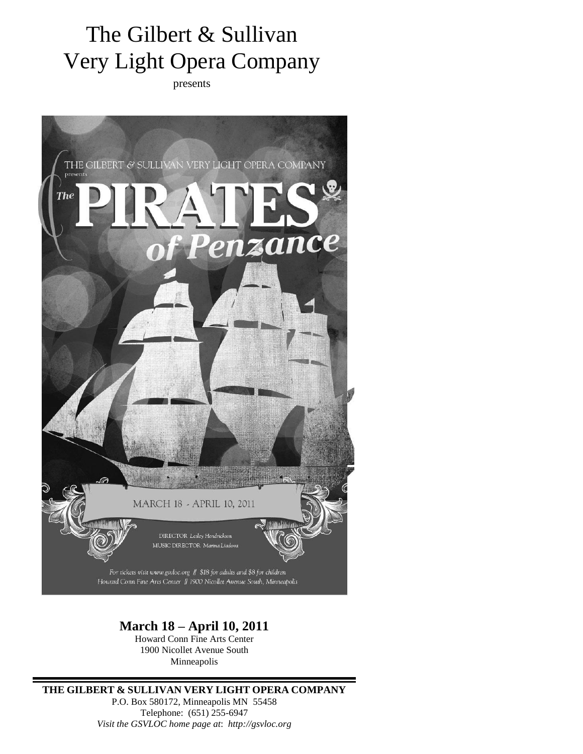# The Gilbert & Sullivan Very Light Opera Company

presents

THE GILBERT & SULLIVAN VERY LIGHT OPERA COMPANY

presents

The PIRATES of Penzance

MARCH 18 - APRIL 10, 2011

DIRECTOR Lesley Hendrickson

MUSIC DIRECTOR Marina Liadova

*For tickets visit www.gsvloc.org // $18 for adults and $8 for children*

*Howard Conn Fine Arts Center // 1900 Nicollet Avenue South, Minneapolis*

**March 18 – April 10, 2011**

Howard Conn Fine Arts Center
1900 Nicollet Avenue South
Minneapolis

---

**THE GILBERT & SULLIVAN VERY LIGHT OPERA COMPANY**

P.O. Box 580172, Minneapolis MN 55458
Telephone: (651) 255-6947
*Visit the GSVLOC home page at*: *http://gsvloc.org*